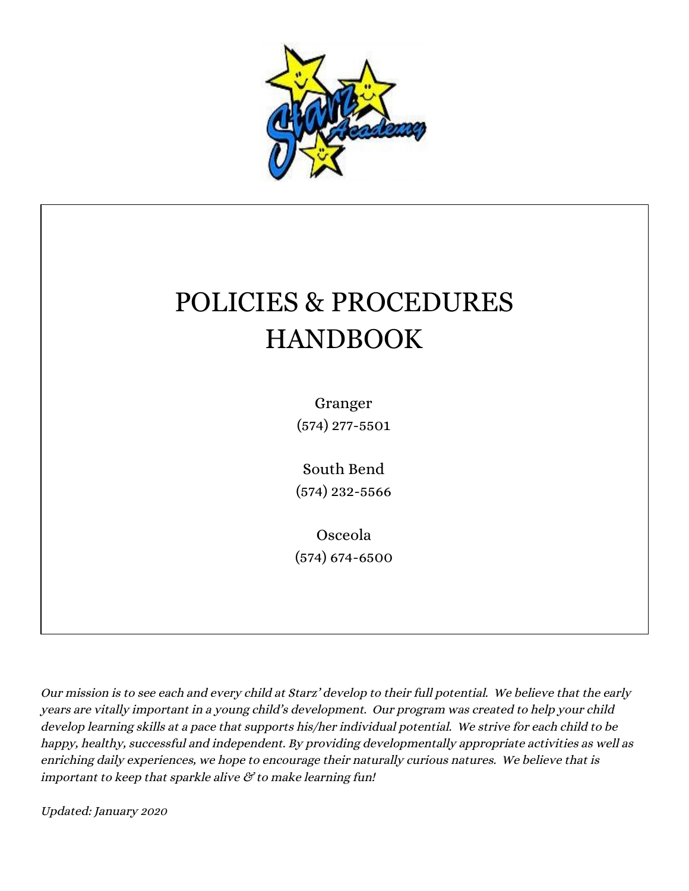# POLICIES & PROCEDURES HANDBOOK

Granger
(574) 277-5501

South Bend
(574) 232-5566

Osceola
(574) 674-6500

*Our mission is to see each and every child at Starz' develop to their full potential. We believe that the early years are vitally important in a young child's development. Our program was created to help your child develop learning skills at a pace that supports his/her individual potential. We strive for each child to be happy, healthy, successful and independent. By providing developmentally appropriate activities as well as enriching daily experiences, we hope to encourage their naturally curious natures. We believe that is important to keep that sparkle alive & to make learning fun!*

*Updated: January 2020*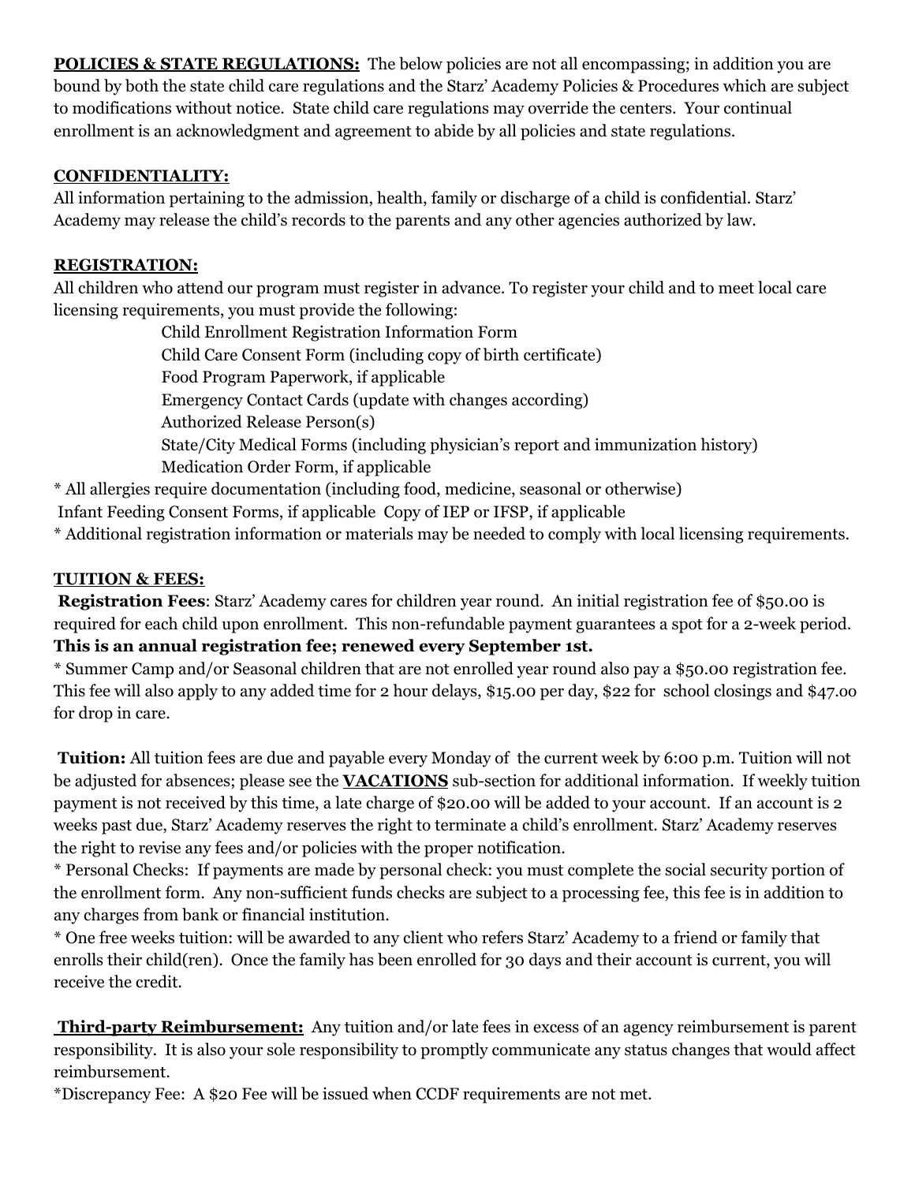**POLICIES & STATE REGULATIONS:** The below policies are not all encompassing; in addition you are bound by both the state child care regulations and the Starz' Academy Policies & Procedures which are subject to modifications without notice. State child care regulations may override the centers. Your continual enrollment is an acknowledgment and agreement to abide by all policies and state regulations.

**CONFIDENTIALITY:**

All information pertaining to the admission, health, family or discharge of a child is confidential. Starz' Academy may release the child's records to the parents and any other agencies authorized by law.

**REGISTRATION:**

All children who attend our program must register in advance. To register your child and to meet local care licensing requirements, you must provide the following:

- Child Enrollment Registration Information Form
- Child Care Consent Form (including copy of birth certificate)
- Food Program Paperwork, if applicable
- Emergency Contact Cards (update with changes according)
- Authorized Release Person(s)
- State/City Medical Forms (including physician's report and immunization history)
- Medication Order Form, if applicable

\* All allergies require documentation (including food, medicine, seasonal or otherwise)

Infant Feeding Consent Forms, if applicable Copy of IEP or IFSP, if applicable

\* Additional registration information or materials may be needed to comply with local licensing requirements.

**TUITION & FEES:**

**Registration Fees**: Starz' Academy cares for children year round. An initial registration fee of $50.00 is required for each child upon enrollment. This non-refundable payment guarantees a spot for a 2-week period. **This is an annual registration fee; renewed every September 1st.**

\* Summer Camp and/or Seasonal children that are not enrolled year round also pay a $50.00 registration fee. This fee will also apply to any added time for 2 hour delays, $15.00 per day, $22 for school closings and $47.00 for drop in care.

**Tuition:** All tuition fees are due and payable every Monday of the current week by 6:00 p.m. Tuition will not be adjusted for absences; please see the **VACATIONS** sub-section for additional information. If weekly tuition payment is not received by this time, a late charge of $20.00 will be added to your account. If an account is 2 weeks past due, Starz' Academy reserves the right to terminate a child's enrollment. Starz' Academy reserves the right to revise any fees and/or policies with the proper notification.

\* Personal Checks: If payments are made by personal check: you must complete the social security portion of the enrollment form. Any non-sufficient funds checks are subject to a processing fee, this fee is in addition to any charges from bank or financial institution.

\* One free weeks tuition: will be awarded to any client who refers Starz' Academy to a friend or family that enrolls their child(ren). Once the family has been enrolled for 30 days and their account is current, you will receive the credit.

**Third-party Reimbursement:** Any tuition and/or late fees in excess of an agency reimbursement is parent responsibility. It is also your sole responsibility to promptly communicate any status changes that would affect reimbursement.

\*Discrepancy Fee: A $20 Fee will be issued when CCDF requirements are not met.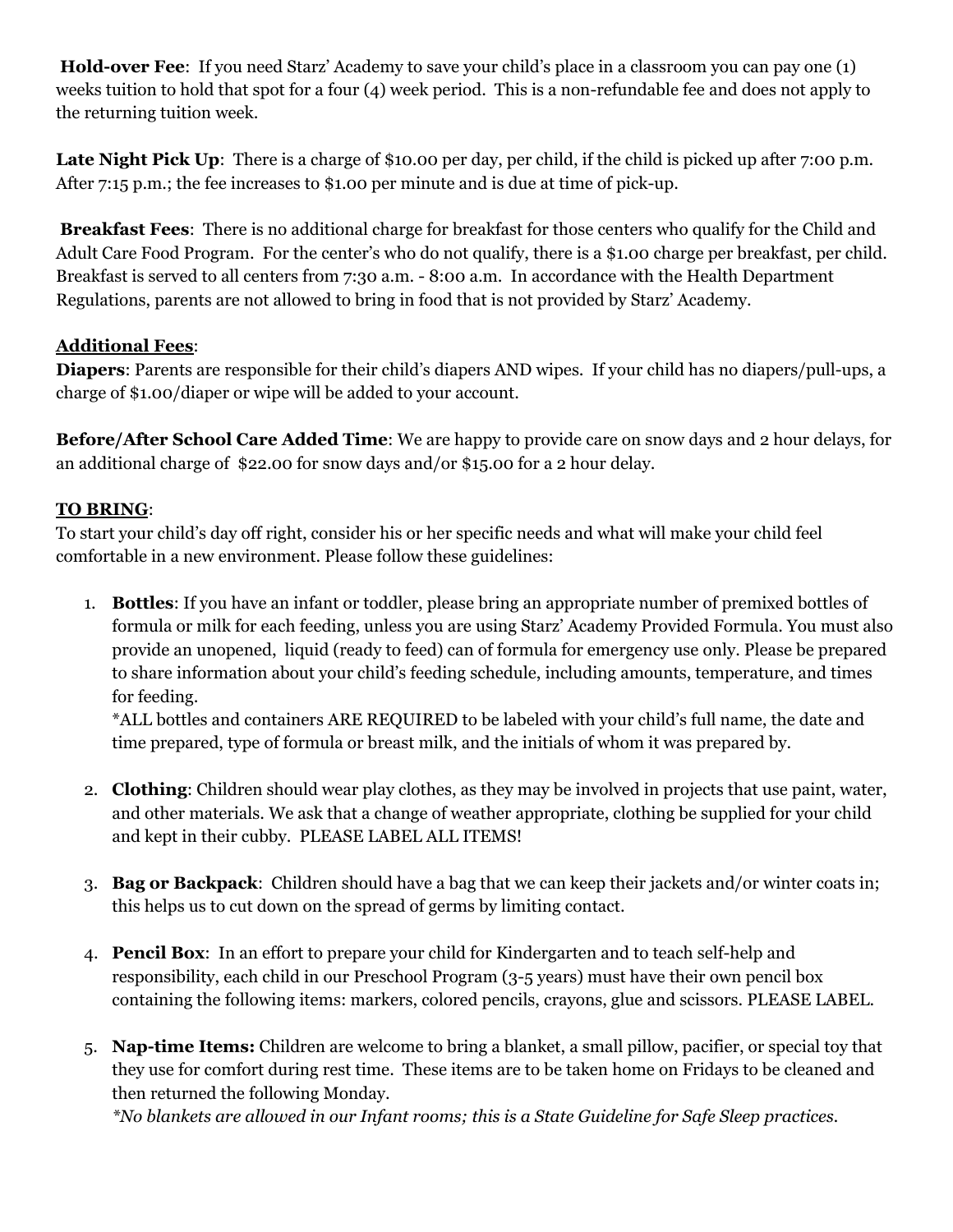**Hold-over Fee**: If you need Starz' Academy to save your child's place in a classroom you can pay one (1) weeks tuition to hold that spot for a four (4) week period. This is a non-refundable fee and does not apply to the returning tuition week.

**Late Night Pick Up**: There is a charge of $10.00 per day, per child, if the child is picked up after 7:00 p.m. After 7:15 p.m.; the fee increases to $1.00 per minute and is due at time of pick-up.

**Breakfast Fees**: There is no additional charge for breakfast for those centers who qualify for the Child and Adult Care Food Program. For the center's who do not qualify, there is a $1.00 charge per breakfast, per child. Breakfast is served to all centers from 7:30 a.m. - 8:00 a.m. In accordance with the Health Department Regulations, parents are not allowed to bring in food that is not provided by Starz' Academy.

**<u>Additional Fees</u>**:

**Diapers**: Parents are responsible for their child's diapers AND wipes. If your child has no diapers/pull-ups, a charge of $1.00/diaper or wipe will be added to your account.

**Before/After School Care Added Time**: We are happy to provide care on snow days and 2 hour delays, for an additional charge of $22.00 for snow days and/or $15.00 for a 2 hour delay.

**<u>TO BRING</u>**:

To start your child's day off right, consider his or her specific needs and what will make your child feel comfortable in a new environment. Please follow these guidelines:

1. **Bottles**: If you have an infant or toddler, please bring an appropriate number of premixed bottles of formula or milk for each feeding, unless you are using Starz' Academy Provided Formula. You must also provide an unopened, liquid (ready to feed) can of formula for emergency use only. Please be prepared to share information about your child's feeding schedule, including amounts, temperature, and times for feeding.
   *ALL bottles and containers ARE REQUIRED to be labeled with your child's full name, the date and time prepared, type of formula or breast milk, and the initials of whom it was prepared by.

2. **Clothing**: Children should wear play clothes, as they may be involved in projects that use paint, water, and other materials. We ask that a change of weather appropriate, clothing be supplied for your child and kept in their cubby. PLEASE LABEL ALL ITEMS!

3. **Bag or Backpack**: Children should have a bag that we can keep their jackets and/or winter coats in; this helps us to cut down on the spread of germs by limiting contact.

4. **Pencil Box**: In an effort to prepare your child for Kindergarten and to teach self-help and responsibility, each child in our Preschool Program (3-5 years) must have their own pencil box containing the following items: markers, colored pencils, crayons, glue and scissors. PLEASE LABEL.

5. **Nap-time Items:** Children are welcome to bring a blanket, a small pillow, pacifier, or special toy that they use for comfort during rest time. These items are to be taken home on Fridays to be cleaned and then returned the following Monday.
   *\*No blankets are allowed in our Infant rooms; this is a State Guideline for Safe Sleep practices.*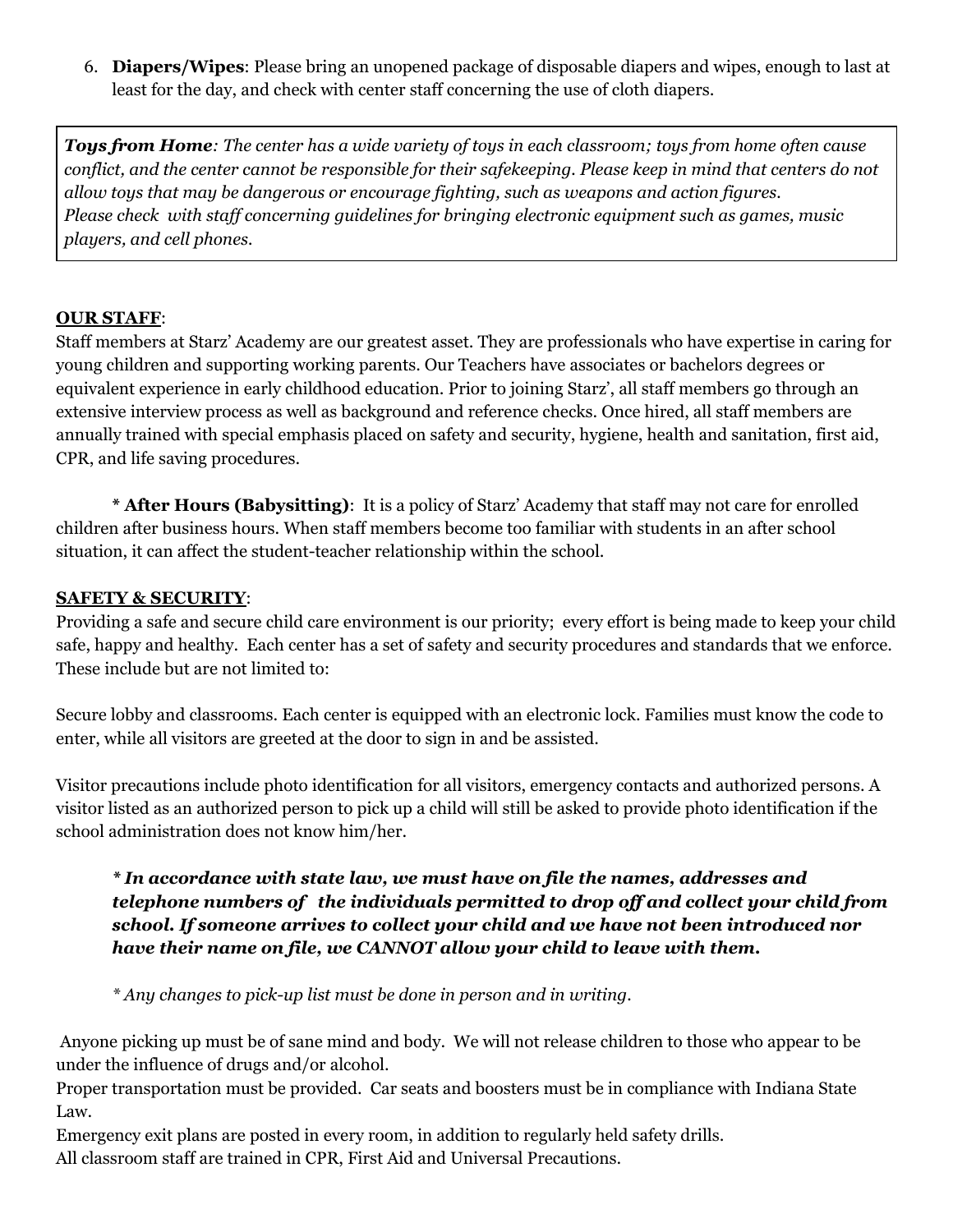6. **Diapers/Wipes**: Please bring an unopened package of disposable diapers and wipes, enough to last at least for the day, and check with center staff concerning the use of cloth diapers.

> ***Toys from Home****: The center has a wide variety of toys in each classroom; toys from home often cause conflict, and the center cannot be responsible for their safekeeping. Please keep in mind that centers do not allow toys that may be dangerous or encourage fighting, such as weapons and action figures.*
> *Please check with staff concerning guidelines for bringing electronic equipment such as games, music players, and cell phones.*

**<u>OUR STAFF</u>**:
Staff members at Starz' Academy are our greatest asset. They are professionals who have expertise in caring for young children and supporting working parents. Our Teachers have associates or bachelors degrees or equivalent experience in early childhood education. Prior to joining Starz', all staff members go through an extensive interview process as well as background and reference checks. Once hired, all staff members are annually trained with special emphasis placed on safety and security, hygiene, health and sanitation, first aid, CPR, and life saving procedures.

\* **After Hours (Babysitting)**: It is a policy of Starz' Academy that staff may not care for enrolled children after business hours. When staff members become too familiar with students in an after school situation, it can affect the student-teacher relationship within the school.

**<u>SAFETY & SECURITY</u>**:
Providing a safe and secure child care environment is our priority; every effort is being made to keep your child safe, happy and healthy. Each center has a set of safety and security procedures and standards that we enforce. These include but are not limited to:

Secure lobby and classrooms. Each center is equipped with an electronic lock. Families must know the code to enter, while all visitors are greeted at the door to sign in and be assisted.

Visitor precautions include photo identification for all visitors, emergency contacts and authorized persons. A visitor listed as an authorized person to pick up a child will still be asked to provide photo identification if the school administration does not know him/her.

> ***\* In accordance with state law, we must have on file the names, addresses and telephone numbers of the individuals permitted to drop off and collect your child from school. If someone arrives to collect your child and we have not been introduced nor have their name on file, we CANNOT allow your child to leave with them.***
>
> *\* Any changes to pick-up list must be done in person and in writing.*

Anyone picking up must be of sane mind and body. We will not release children to those who appear to be under the influence of drugs and/or alcohol.
Proper transportation must be provided. Car seats and boosters must be in compliance with Indiana State Law.
Emergency exit plans are posted in every room, in addition to regularly held safety drills.
All classroom staff are trained in CPR, First Aid and Universal Precautions.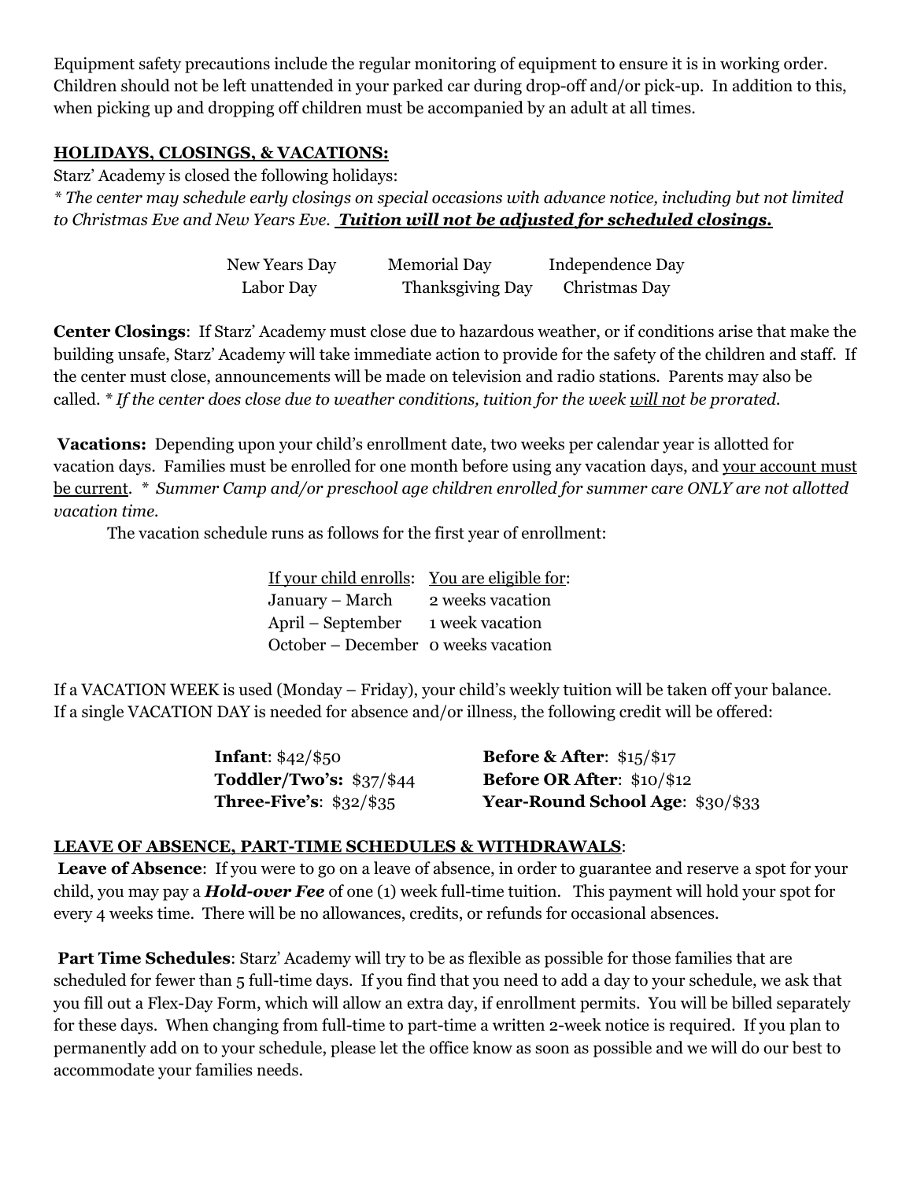Equipment safety precautions include the regular monitoring of equipment to ensure it is in working order. Children should not be left unattended in your parked car during drop-off and/or pick-up. In addition to this, when picking up and dropping off children must be accompanied by an adult at all times.

## HOLIDAYS, CLOSINGS, & VACATIONS:

Starz' Academy is closed the following holidays:

*\* The center may schedule early closings on special occasions with advance notice, including but not limited to Christmas Eve and New Years Eve.* ***Tuition will not be adjusted for scheduled closings.***

| | | |
|---|---|---|
| New Years Day | Memorial Day | Independence Day |
| Labor Day | Thanksgiving Day | Christmas Day |

**Center Closings**: If Starz' Academy must close due to hazardous weather, or if conditions arise that make the building unsafe, Starz' Academy will take immediate action to provide for the safety of the children and staff. If the center must close, announcements will be made on television and radio stations. Parents may also be called. *\* If the center does close due to weather conditions, tuition for the week will not be prorated.*

**Vacations:** Depending upon your child's enrollment date, two weeks per calendar year is allotted for vacation days. Families must be enrolled for one month before using any vacation days, and your account must be current. *\* Summer Camp and/or preschool age children enrolled for summer care ONLY are not allotted vacation time.*

The vacation schedule runs as follows for the first year of enrollment:

| If your child enrolls: | You are eligible for: |
|---|---|
| January – March | 2 weeks vacation |
| April – September | 1 week vacation |
| October – December | 0 weeks vacation |

If a VACATION WEEK is used (Monday – Friday), your child's weekly tuition will be taken off your balance. If a single VACATION DAY is needed for absence and/or illness, the following credit will be offered:

| | |
|---|---|
| **Infant**: $42/$50 | **Before & After**: $15/$17 |
| **Toddler/Two's:** $37/$44 | **Before OR After**: $10/$12 |
| **Three-Five's**: $32/$35 | **Year-Round School Age**: $30/$33 |

## LEAVE OF ABSENCE, PART-TIME SCHEDULES & WITHDRAWALS:

**Leave of Absence**: If you were to go on a leave of absence, in order to guarantee and reserve a spot for your child, you may pay a ***Hold-over Fee*** of one (1) week full-time tuition. This payment will hold your spot for every 4 weeks time. There will be no allowances, credits, or refunds for occasional absences.

**Part Time Schedules**: Starz' Academy will try to be as flexible as possible for those families that are scheduled for fewer than 5 full-time days. If you find that you need to add a day to your schedule, we ask that you fill out a Flex-Day Form, which will allow an extra day, if enrollment permits. You will be billed separately for these days. When changing from full-time to part-time a written 2-week notice is required. If you plan to permanently add on to your schedule, please let the office know as soon as possible and we will do our best to accommodate your families needs.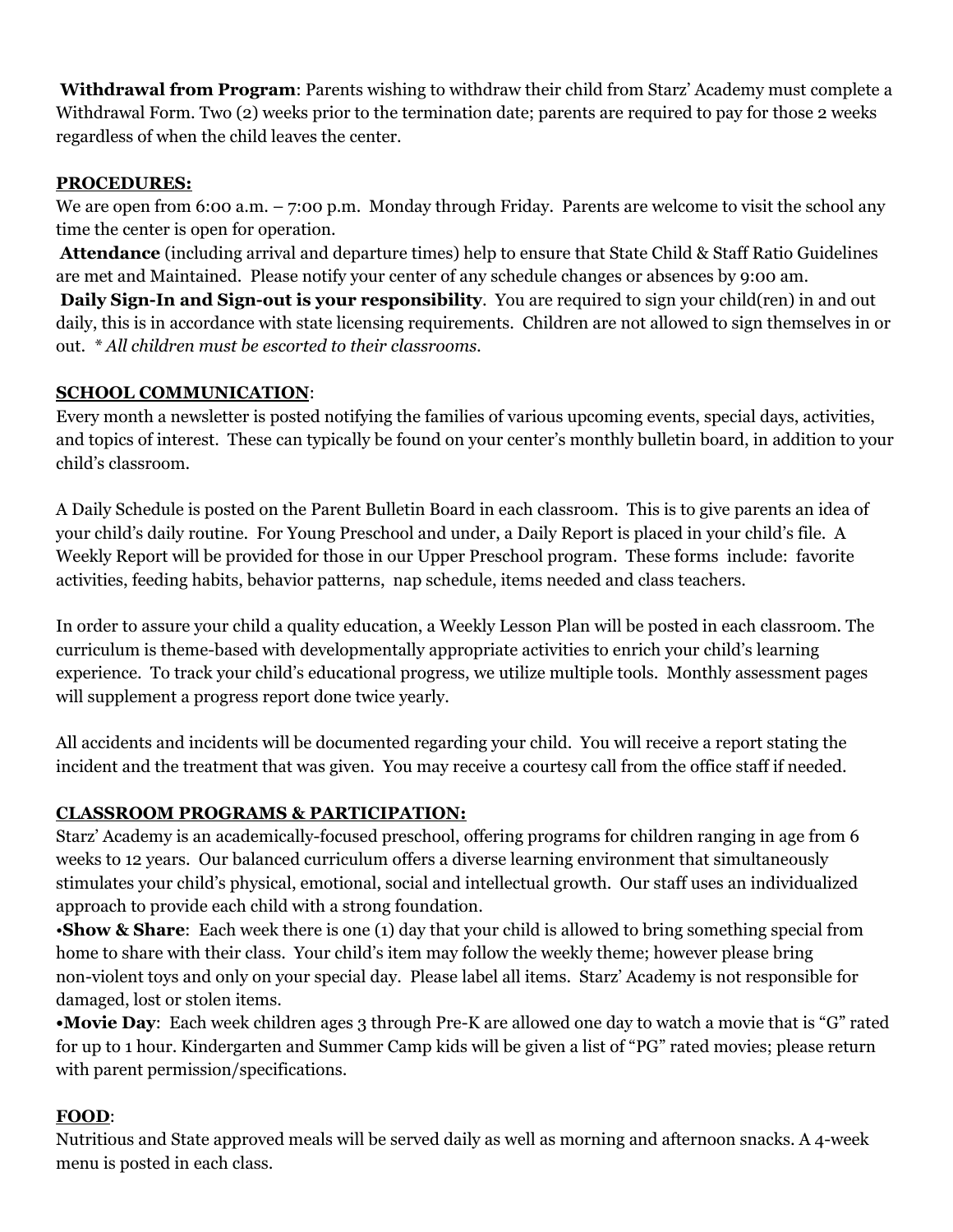**Withdrawal from Program**: Parents wishing to withdraw their child from Starz' Academy must complete a Withdrawal Form. Two (2) weeks prior to the termination date; parents are required to pay for those 2 weeks regardless of when the child leaves the center.

## **PROCEDURES:**

We are open from 6:00 a.m. – 7:00 p.m. Monday through Friday. Parents are welcome to visit the school any time the center is open for operation.

**Attendance** (including arrival and departure times) help to ensure that State Child & Staff Ratio Guidelines are met and Maintained. Please notify your center of any schedule changes or absences by 9:00 am.

**Daily Sign-In and Sign-out is your responsibility**. You are required to sign your child(ren) in and out daily, this is in accordance with state licensing requirements. Children are not allowed to sign themselves in or out. *\* All children must be escorted to their classrooms.*

## **SCHOOL COMMUNICATION**:

Every month a newsletter is posted notifying the families of various upcoming events, special days, activities, and topics of interest. These can typically be found on your center's monthly bulletin board, in addition to your child's classroom.

A Daily Schedule is posted on the Parent Bulletin Board in each classroom. This is to give parents an idea of your child's daily routine. For Young Preschool and under, a Daily Report is placed in your child's file. A Weekly Report will be provided for those in our Upper Preschool program. These forms include: favorite activities, feeding habits, behavior patterns, nap schedule, items needed and class teachers.

In order to assure your child a quality education, a Weekly Lesson Plan will be posted in each classroom. The curriculum is theme-based with developmentally appropriate activities to enrich your child's learning experience. To track your child's educational progress, we utilize multiple tools. Monthly assessment pages will supplement a progress report done twice yearly.

All accidents and incidents will be documented regarding your child. You will receive a report stating the incident and the treatment that was given. You may receive a courtesy call from the office staff if needed.

## **CLASSROOM PROGRAMS & PARTICIPATION:**

Starz' Academy is an academically-focused preschool, offering programs for children ranging in age from 6 weeks to 12 years. Our balanced curriculum offers a diverse learning environment that simultaneously stimulates your child's physical, emotional, social and intellectual growth. Our staff uses an individualized approach to provide each child with a strong foundation.

- **Show & Share**: Each week there is one (1) day that your child is allowed to bring something special from home to share with their class. Your child's item may follow the weekly theme; however please bring non-violent toys and only on your special day. Please label all items. Starz' Academy is not responsible for damaged, lost or stolen items.
- **Movie Day**: Each week children ages 3 through Pre-K are allowed one day to watch a movie that is "G" rated for up to 1 hour. Kindergarten and Summer Camp kids will be given a list of "PG" rated movies; please return with parent permission/specifications.

## **FOOD**:

Nutritious and State approved meals will be served daily as well as morning and afternoon snacks. A 4-week menu is posted in each class.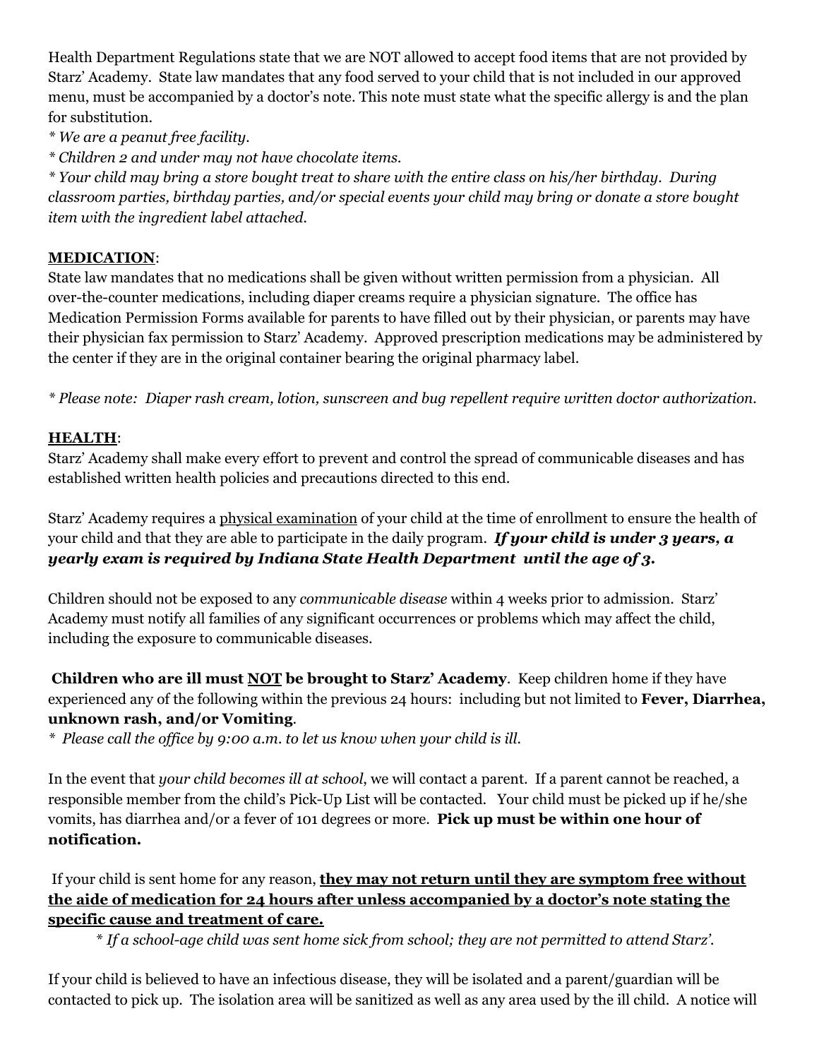Health Department Regulations state that we are NOT allowed to accept food items that are not provided by Starz' Academy. State law mandates that any food served to your child that is not included in our approved menu, must be accompanied by a doctor's note. This note must state what the specific allergy is and the plan for substitution.

*\* We are a peanut free facility.*

*\* Children 2 and under may not have chocolate items.*

*\* Your child may bring a store bought treat to share with the entire class on his/her birthday. During classroom parties, birthday parties, and/or special events your child may bring or donate a store bought item with the ingredient label attached.*

**MEDICATION**:

State law mandates that no medications shall be given without written permission from a physician. All over-the-counter medications, including diaper creams require a physician signature. The office has Medication Permission Forms available for parents to have filled out by their physician, or parents may have their physician fax permission to Starz' Academy. Approved prescription medications may be administered by the center if they are in the original container bearing the original pharmacy label.

*\* Please note: Diaper rash cream, lotion, sunscreen and bug repellent require written doctor authorization.*

**HEALTH**:

Starz' Academy shall make every effort to prevent and control the spread of communicable diseases and has established written health policies and precautions directed to this end.

Starz' Academy requires a physical examination of your child at the time of enrollment to ensure the health of your child and that they are able to participate in the daily program. ***If your child is under 3 years, a yearly exam is required by Indiana State Health Department until the age of 3.***

Children should not be exposed to any *communicable disease* within 4 weeks prior to admission. Starz' Academy must notify all families of any significant occurrences or problems which may affect the child, including the exposure to communicable diseases.

**Children who are ill must NOT be brought to Starz' Academy**. Keep children home if they have experienced any of the following within the previous 24 hours: including but not limited to **Fever, Diarrhea, unknown rash, and/or Vomiting**.

*\* Please call the office by 9:00 a.m. to let us know when your child is ill.*

In the event that *your child becomes ill at school*, we will contact a parent. If a parent cannot be reached, a responsible member from the child's Pick-Up List will be contacted. Your child must be picked up if he/she vomits, has diarrhea and/or a fever of 101 degrees or more. **Pick up must be within one hour of notification.**

If your child is sent home for any reason, **they may not return until they are symptom free without the aide of medication for 24 hours after unless accompanied by a doctor's note stating the specific cause and treatment of care.**

*\* If a school-age child was sent home sick from school; they are not permitted to attend Starz'.*

If your child is believed to have an infectious disease, they will be isolated and a parent/guardian will be contacted to pick up. The isolation area will be sanitized as well as any area used by the ill child. A notice will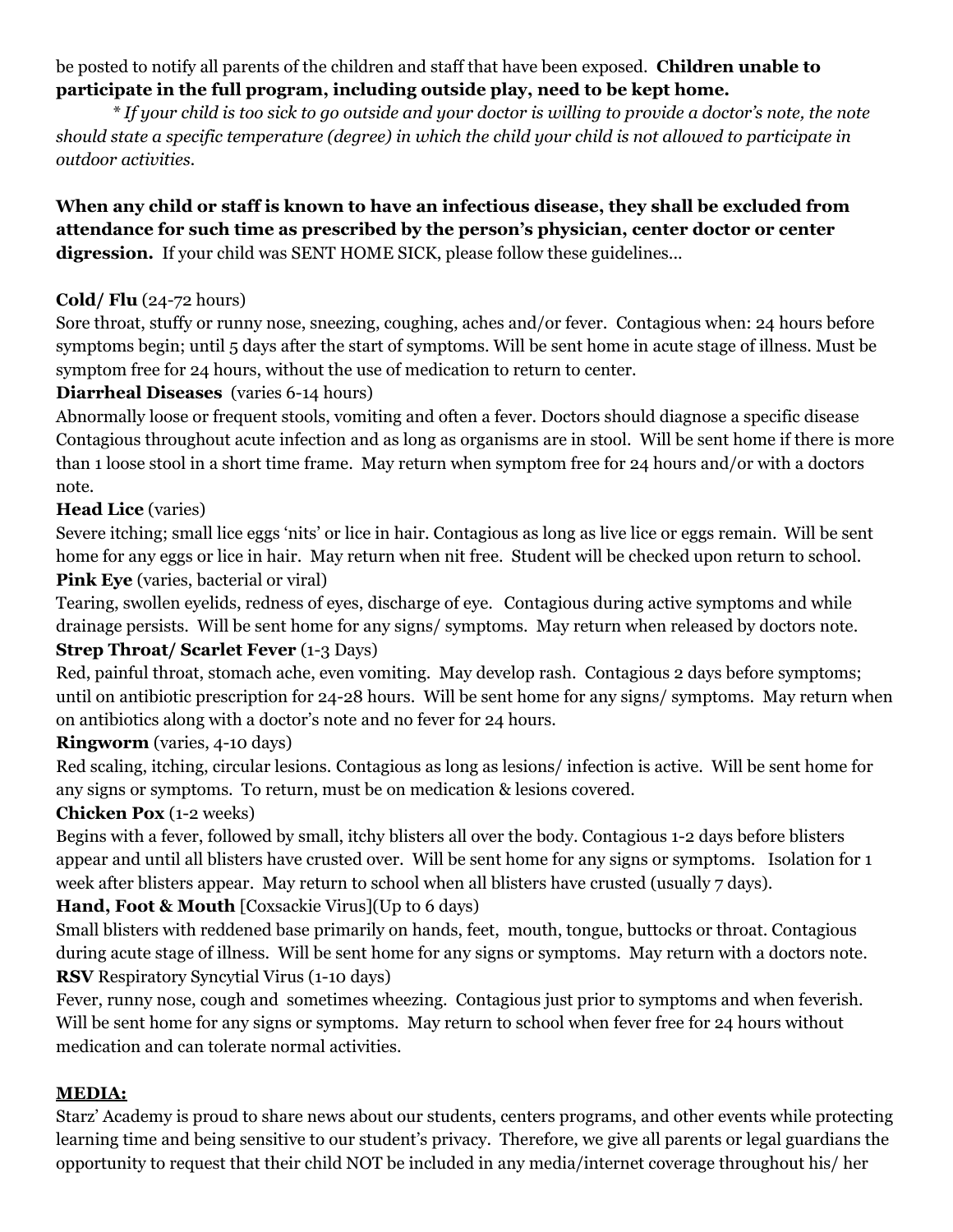be posted to notify all parents of the children and staff that have been exposed. **Children unable to participate in the full program, including outside play, need to be kept home.**

*\* If your child is too sick to go outside and your doctor is willing to provide a doctor's note, the note should state a specific temperature (degree) in which the child your child is not allowed to participate in outdoor activities.*

**When any child or staff is known to have an infectious disease, they shall be excluded from attendance for such time as prescribed by the person's physician, center doctor or center digression.** If your child was SENT HOME SICK, please follow these guidelines...

**Cold/ Flu** (24-72 hours)
Sore throat, stuffy or runny nose, sneezing, coughing, aches and/or fever. Contagious when: 24 hours before symptoms begin; until 5 days after the start of symptoms. Will be sent home in acute stage of illness. Must be symptom free for 24 hours, without the use of medication to return to center.

**Diarrheal Diseases** (varies 6-14 hours)
Abnormally loose or frequent stools, vomiting and often a fever. Doctors should diagnose a specific disease Contagious throughout acute infection and as long as organisms are in stool. Will be sent home if there is more than 1 loose stool in a short time frame. May return when symptom free for 24 hours and/or with a doctors note.

**Head Lice** (varies)
Severe itching; small lice eggs 'nits' or lice in hair. Contagious as long as live lice or eggs remain. Will be sent home for any eggs or lice in hair. May return when nit free. Student will be checked upon return to school.

**Pink Eye** (varies, bacterial or viral)
Tearing, swollen eyelids, redness of eyes, discharge of eye. Contagious during active symptoms and while drainage persists. Will be sent home for any signs/ symptoms. May return when released by doctors note.

**Strep Throat/ Scarlet Fever** (1-3 Days)
Red, painful throat, stomach ache, even vomiting. May develop rash. Contagious 2 days before symptoms; until on antibiotic prescription for 24-28 hours. Will be sent home for any signs/ symptoms. May return when on antibiotics along with a doctor's note and no fever for 24 hours.

**Ringworm** (varies, 4-10 days)
Red scaling, itching, circular lesions. Contagious as long as lesions/ infection is active. Will be sent home for any signs or symptoms. To return, must be on medication & lesions covered.

**Chicken Pox** (1-2 weeks)
Begins with a fever, followed by small, itchy blisters all over the body. Contagious 1-2 days before blisters appear and until all blisters have crusted over. Will be sent home for any signs or symptoms. Isolation for 1 week after blisters appear. May return to school when all blisters have crusted (usually 7 days).

**Hand, Foot & Mouth** [Coxsackie Virus](Up to 6 days)
Small blisters with reddened base primarily on hands, feet, mouth, tongue, buttocks or throat. Contagious during acute stage of illness. Will be sent home for any signs or symptoms. May return with a doctors note.

**RSV** Respiratory Syncytial Virus (1-10 days)
Fever, runny nose, cough and sometimes wheezing. Contagious just prior to symptoms and when feverish. Will be sent home for any signs or symptoms. May return to school when fever free for 24 hours without medication and can tolerate normal activities.

## MEDIA:

Starz' Academy is proud to share news about our students, centers programs, and other events while protecting learning time and being sensitive to our student's privacy. Therefore, we give all parents or legal guardians the opportunity to request that their child NOT be included in any media/internet coverage throughout his/ her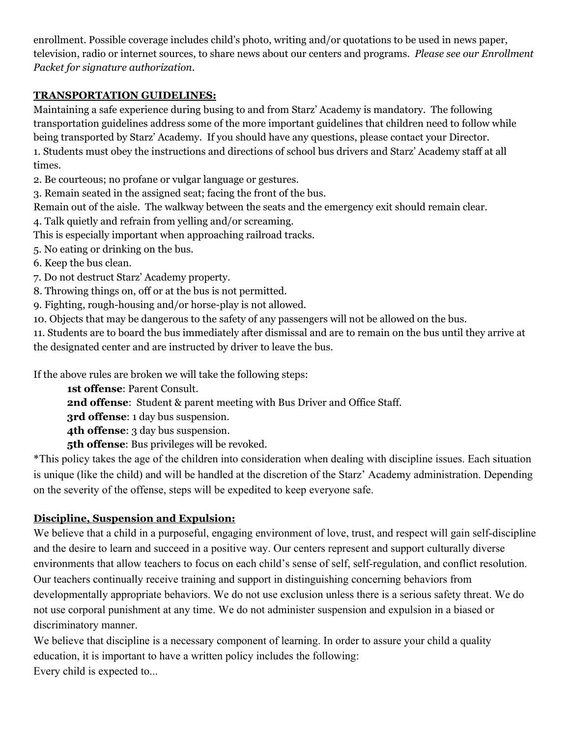enrollment. Possible coverage includes child's photo, writing and/or quotations to be used in news paper, television, radio or internet sources, to share news about our centers and programs. *Please see our Enrollment Packet for signature authorization*.

**TRANSPORTATION GUIDELINES:**

Maintaining a safe experience during busing to and from Starz' Academy is mandatory. The following transportation guidelines address some of the more important guidelines that children need to follow while being transported by Starz' Academy. If you should have any questions, please contact your Director.

1. Students must obey the instructions and directions of school bus drivers and Starz' Academy staff at all times.
2. Be courteous; no profane or vulgar language or gestures.
3. Remain seated in the assigned seat; facing the front of the bus.
Remain out of the aisle. The walkway between the seats and the emergency exit should remain clear.
4. Talk quietly and refrain from yelling and/or screaming.
This is especially important when approaching railroad tracks.
5. No eating or drinking on the bus.
6. Keep the bus clean.
7. Do not destruct Starz' Academy property.
8. Throwing things on, off or at the bus is not permitted.
9. Fighting, rough-housing and/or horse-play is not allowed.
10. Objects that may be dangerous to the safety of any passengers will not be allowed on the bus.
11. Students are to board the bus immediately after dismissal and are to remain on the bus until they arrive at the designated center and are instructed by driver to leave the bus.

If the above rules are broken we will take the following steps:

**1st offense**: Parent Consult.
**2nd offense**: Student & parent meeting with Bus Driver and Office Staff.
**3rd offense**: 1 day bus suspension.
**4th offense**: 3 day bus suspension.
**5th offense**: Bus privileges will be revoked.

*This policy takes the age of the children into consideration when dealing with discipline issues. Each situation is unique (like the child) and will be handled at the discretion of the Starz' Academy administration. Depending on the severity of the offense, steps will be expedited to keep everyone safe.

**Discipline, Suspension and Expulsion:**

We believe that a child in a purposeful, engaging environment of love, trust, and respect will gain self-discipline and the desire to learn and succeed in a positive way. Our centers represent and support culturally diverse environments that allow teachers to focus on each child's sense of self, self-regulation, and conflict resolution. Our teachers continually receive training and support in distinguishing concerning behaviors from developmentally appropriate behaviors. We do not use exclusion unless there is a serious safety threat. We do not use corporal punishment at any time. We do not administer suspension and expulsion in a biased or discriminatory manner.

We believe that discipline is a necessary component of learning. In order to assure your child a quality education, it is important to have a written policy includes the following:

Every child is expected to...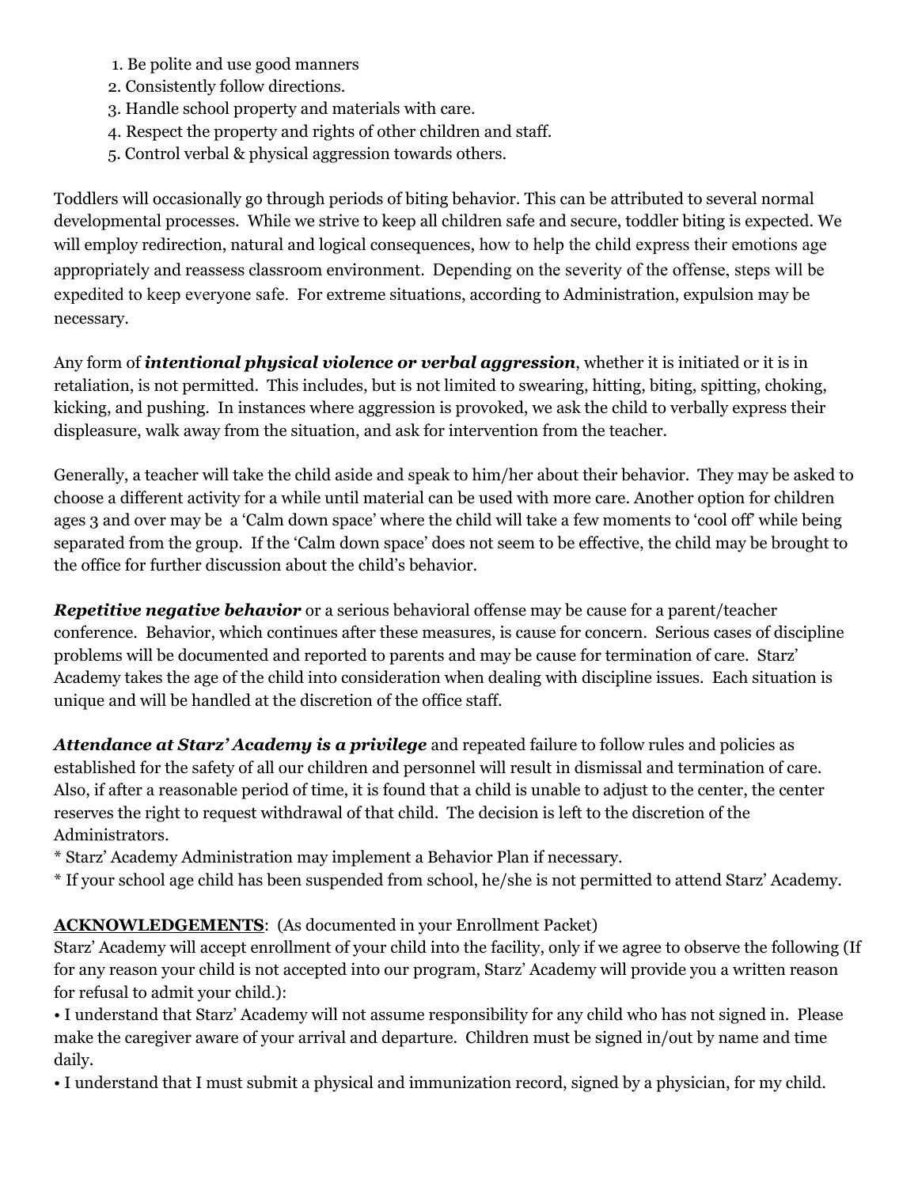1. Be polite and use good manners
2. Consistently follow directions.
3. Handle school property and materials with care.
4. Respect the property and rights of other children and staff.
5. Control verbal & physical aggression towards others.

Toddlers will occasionally go through periods of biting behavior. This can be attributed to several normal developmental processes. While we strive to keep all children safe and secure, toddler biting is expected. We will employ redirection, natural and logical consequences, how to help the child express their emotions age appropriately and reassess classroom environment. Depending on the severity of the offense, steps will be expedited to keep everyone safe. For extreme situations, according to Administration, expulsion may be necessary.

Any form of ***intentional physical violence or verbal aggression***, whether it is initiated or it is in retaliation, is not permitted. This includes, but is not limited to swearing, hitting, biting, spitting, choking, kicking, and pushing. In instances where aggression is provoked, we ask the child to verbally express their displeasure, walk away from the situation, and ask for intervention from the teacher.

Generally, a teacher will take the child aside and speak to him/her about their behavior. They may be asked to choose a different activity for a while until material can be used with more care. Another option for children ages 3 and over may be a 'Calm down space' where the child will take a few moments to 'cool off' while being separated from the group. If the 'Calm down space' does not seem to be effective, the child may be brought to the office for further discussion about the child's behavior.

***Repetitive negative behavior*** or a serious behavioral offense may be cause for a parent/teacher conference. Behavior, which continues after these measures, is cause for concern. Serious cases of discipline problems will be documented and reported to parents and may be cause for termination of care. Starz' Academy takes the age of the child into consideration when dealing with discipline issues. Each situation is unique and will be handled at the discretion of the office staff.

***Attendance at Starz' Academy is a privilege*** and repeated failure to follow rules and policies as established for the safety of all our children and personnel will result in dismissal and termination of care. Also, if after a reasonable period of time, it is found that a child is unable to adjust to the center, the center reserves the right to request withdrawal of that child. The decision is left to the discretion of the Administrators.

* Starz' Academy Administration may implement a Behavior Plan if necessary.
* If your school age child has been suspended from school, he/she is not permitted to attend Starz' Academy.

**ACKNOWLEDGEMENTS**: (As documented in your Enrollment Packet)

Starz' Academy will accept enrollment of your child into the facility, only if we agree to observe the following (If for any reason your child is not accepted into our program, Starz' Academy will provide you a written reason for refusal to admit your child.):

• I understand that Starz' Academy will not assume responsibility for any child who has not signed in. Please make the caregiver aware of your arrival and departure. Children must be signed in/out by name and time daily.

• I understand that I must submit a physical and immunization record, signed by a physician, for my child.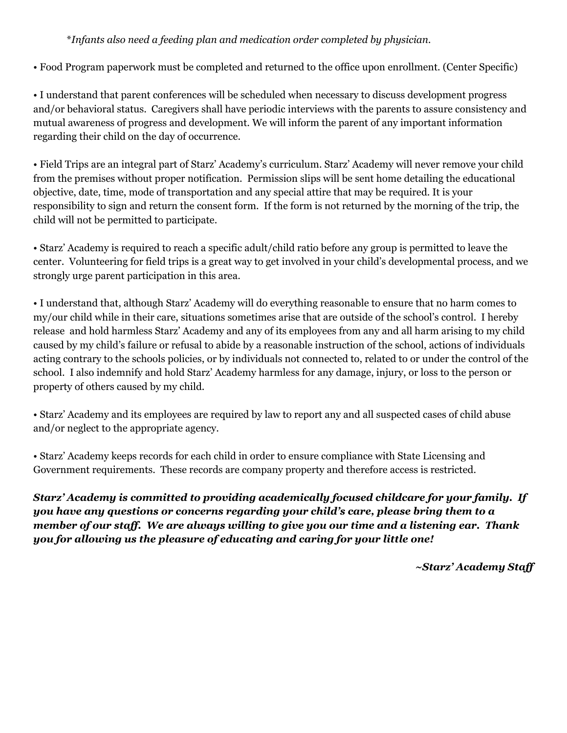*\*Infants also need a feeding plan and medication order completed by physician.*

• Food Program paperwork must be completed and returned to the office upon enrollment. (Center Specific)

• I understand that parent conferences will be scheduled when necessary to discuss development progress and/or behavioral status. Caregivers shall have periodic interviews with the parents to assure consistency and mutual awareness of progress and development. We will inform the parent of any important information regarding their child on the day of occurrence.

• Field Trips are an integral part of Starz' Academy's curriculum. Starz' Academy will never remove your child from the premises without proper notification. Permission slips will be sent home detailing the educational objective, date, time, mode of transportation and any special attire that may be required. It is your responsibility to sign and return the consent form. If the form is not returned by the morning of the trip, the child will not be permitted to participate.

• Starz' Academy is required to reach a specific adult/child ratio before any group is permitted to leave the center. Volunteering for field trips is a great way to get involved in your child's developmental process, and we strongly urge parent participation in this area.

• I understand that, although Starz' Academy will do everything reasonable to ensure that no harm comes to my/our child while in their care, situations sometimes arise that are outside of the school's control. I hereby release and hold harmless Starz' Academy and any of its employees from any and all harm arising to my child caused by my child's failure or refusal to abide by a reasonable instruction of the school, actions of individuals acting contrary to the schools policies, or by individuals not connected to, related to or under the control of the school. I also indemnify and hold Starz' Academy harmless for any damage, injury, or loss to the person or property of others caused by my child.

• Starz' Academy and its employees are required by law to report any and all suspected cases of child abuse and/or neglect to the appropriate agency.

• Starz' Academy keeps records for each child in order to ensure compliance with State Licensing and Government requirements. These records are company property and therefore access is restricted.

***Starz' Academy is committed to providing academically focused childcare for your family. If you have any questions or concerns regarding your child's care, please bring them to a member of our staff. We are always willing to give you our time and a listening ear. Thank you for allowing us the pleasure of educating and caring for your little one!***

***~Starz' Academy Staff***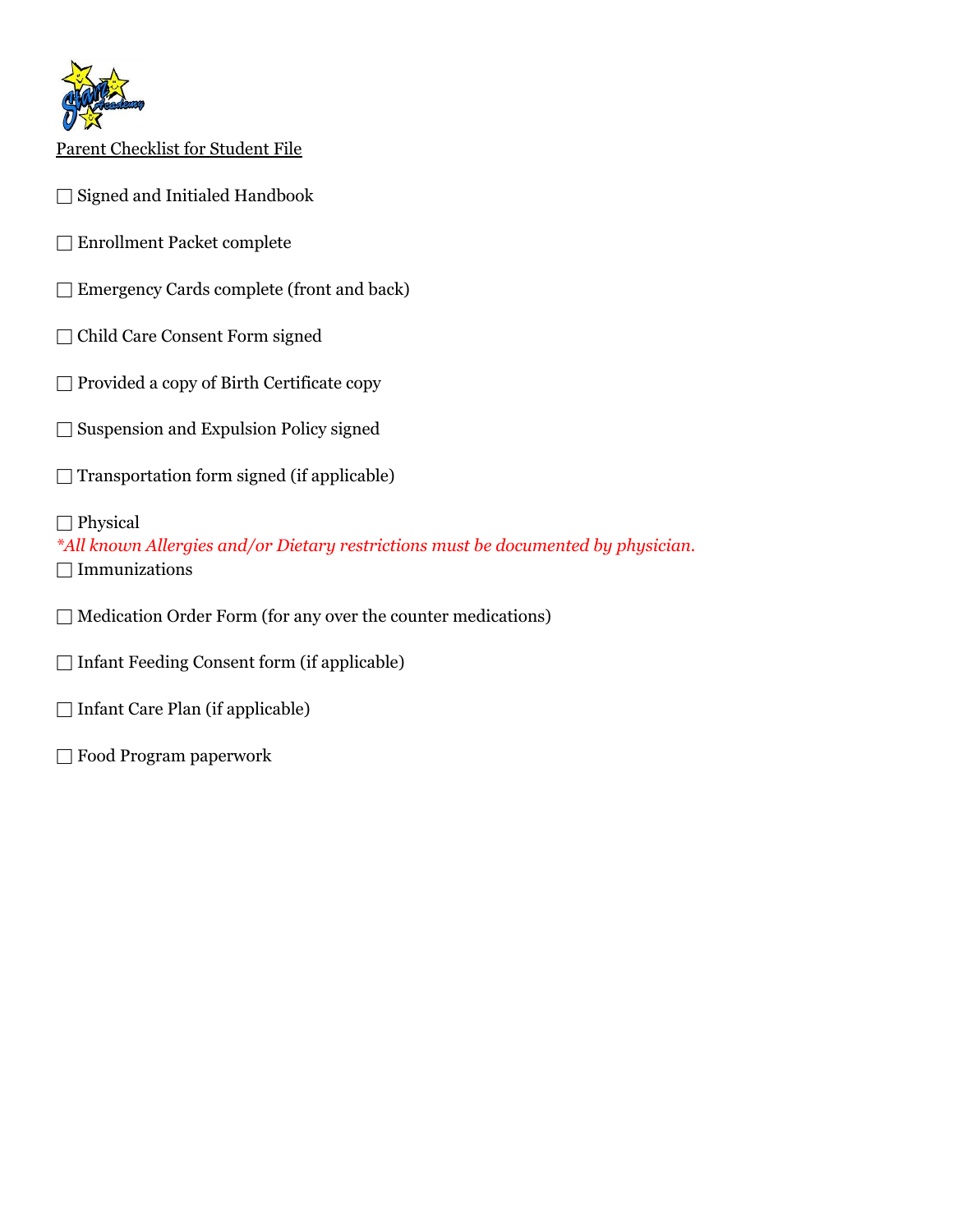Parent Checklist for Student File

☐ Signed and Initialed Handbook

☐ Enrollment Packet complete

☐ Emergency Cards complete (front and back)

☐ Child Care Consent Form signed

☐ Provided a copy of Birth Certificate copy

☐ Suspension and Expulsion Policy signed

☐ Transportation form signed (if applicable)

☐ Physical
*\*All known Allergies and/or Dietary restrictions must be documented by physician.*
☐ Immunizations

☐ Medication Order Form (for any over the counter medications)

☐ Infant Feeding Consent form (if applicable)

☐ Infant Care Plan (if applicable)

☐ Food Program paperwork